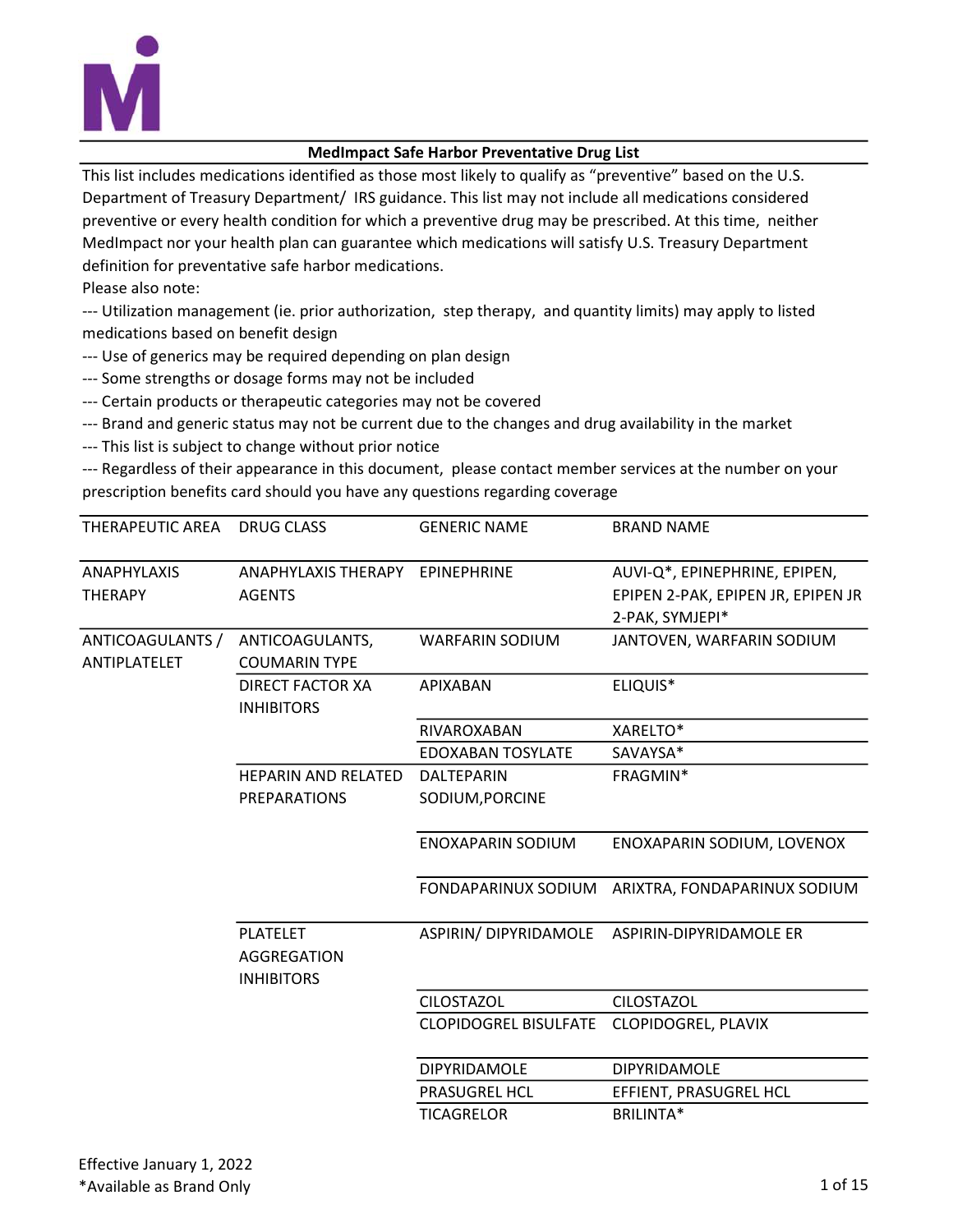## MedImpact Safe Harbor Preventative Drug List

This list includes medications identified as those most likely to qualify as "preventive" based on the U.S. Department of Treasury Department/ IRS guidance. This list may not include all medications considered preventive or every health condition for which a preventive drug may be prescribed. At this time, neither MedImpact nor your health plan can guarantee which medications will satisfy U.S. Treasury Department definition for preventative safe harbor medications.

Please also note:

--- Utilization management (ie. prior authorization, step therapy, and quantity limits) may apply to listed medications based on benefit design

--- Use of generics may be required depending on plan design

--- Some strengths or dosage forms may not be included

--- Certain products or therapeutic categories may not be covered

--- Brand and generic status may not be current due to the changes and drug availability in the market

--- This list is subject to change without prior notice

--- Regardless of their appearance in this document, please contact member services at the number on your prescription benefits card should you have any questions regarding coverage

| THERAPEUTIC AREA | DRUG CLASS | GENERIC NAME | BRAND NAME |
|---|---|---|---|
| ANAPHYLAXIS THERAPY | ANAPHYLAXIS THERAPY AGENTS | EPINEPHRINE | AUVI-Q*, EPINEPHRINE, EPIPEN, EPIPEN 2-PAK, EPIPEN JR, EPIPEN JR 2-PAK, SYMJEPI* |
| ANTICOAGULANTS / ANTIPLATELET | ANTICOAGULANTS, COUMARIN TYPE | WARFARIN SODIUM | JANTOVEN, WARFARIN SODIUM |
| | DIRECT FACTOR XA INHIBITORS | APIXABAN | ELIQUIS* |
| | | RIVAROXABAN | XARELTO* |
| | | EDOXABAN TOSYLATE | SAVAYSA* |
| | HEPARIN AND RELATED PREPARATIONS | DALTEPARIN SODIUM,PORCINE | FRAGMIN* |
| | | ENOXAPARIN SODIUM | ENOXAPARIN SODIUM, LOVENOX |
| | | FONDAPARINUX SODIUM | ARIXTRA, FONDAPARINUX SODIUM |
| | PLATELET AGGREGATION INHIBITORS | ASPIRIN/ DIPYRIDAMOLE | ASPIRIN-DIPYRIDAMOLE ER |
| | | CILOSTAZOL | CILOSTAZOL |
| | | CLOPIDOGREL BISULFATE | CLOPIDOGREL, PLAVIX |
| | | DIPYRIDAMOLE | DIPYRIDAMOLE |
| | | PRASUGREL HCL | EFFIENT, PRASUGREL HCL |
| | | TICAGRELOR | BRILINTA* |

Effective January 1, 2022

*Available as Brand Only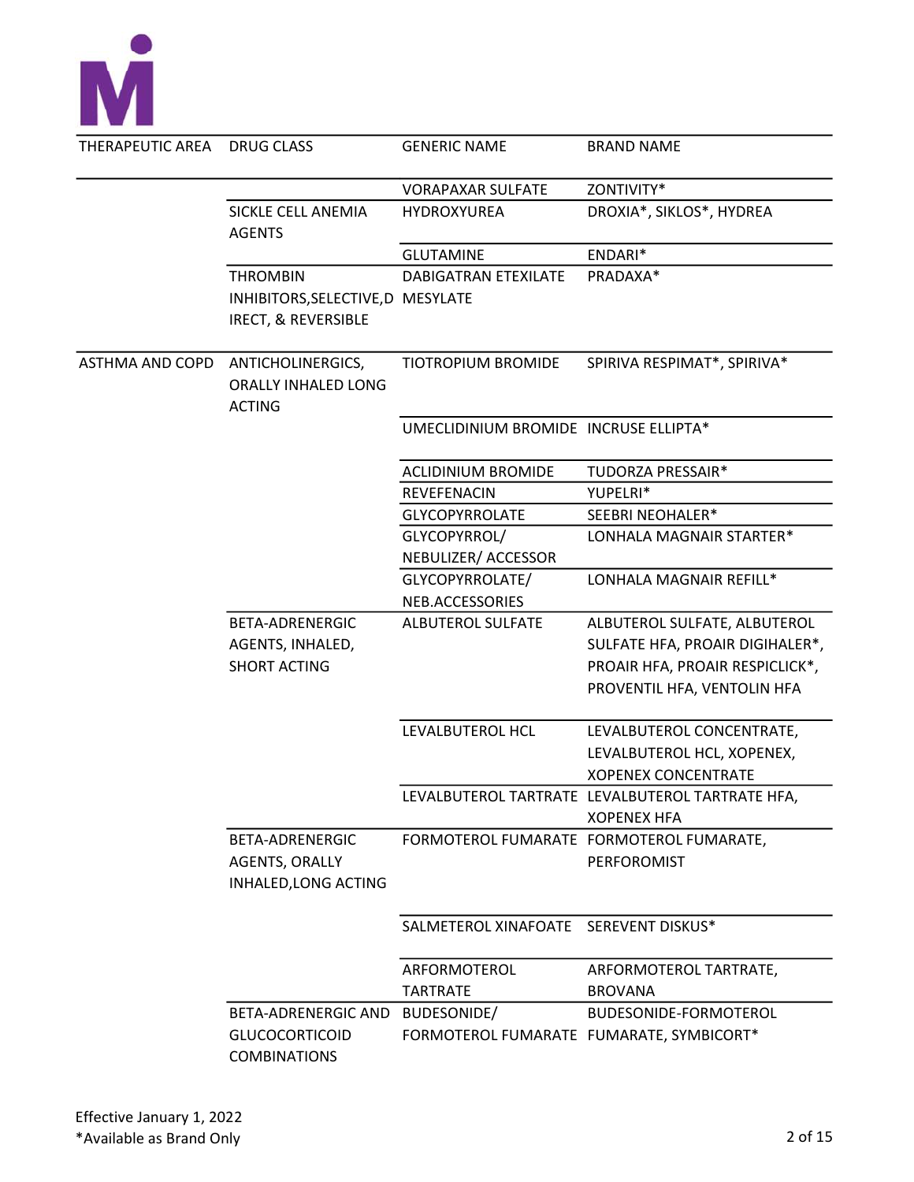| THERAPEUTIC AREA | DRUG CLASS | GENERIC NAME | BRAND NAME |
|---|---|---|---|
| | | VORAPAXAR SULFATE | ZONTIVITY* |
| | SICKLE CELL ANEMIA AGENTS | HYDROXYUREA | DROXIA*, SIKLOS*, HYDREA |
| | | GLUTAMINE | ENDARI* |
| | THROMBIN INHIBITORS,SELECTIVE,DIRECT, & REVERSIBLE | DABIGATRAN ETEXILATE MESYLATE | PRADAXA* |
| ASTHMA AND COPD | ANTICHOLINERGICS, ORALLY INHALED LONG ACTING | TIOTROPIUM BROMIDE | SPIRIVA RESPIMAT*, SPIRIVA* |
| | | UMECLIDINIUM BROMIDE | INCRUSE ELLIPTA* |
| | | ACLIDINIUM BROMIDE | TUDORZA PRESSAIR* |
| | | REVEFENACIN | YUPELRI* |
| | | GLYCOPYRROLATE | SEEBRI NEOHALER* |
| | | GLYCOPYRROL/ NEBULIZER/ ACCESSOR | LONHALA MAGNAIR STARTER* |
| | | GLYCOPYRROLATE/ NEB.ACCESSORIES | LONHALA MAGNAIR REFILL* |
| | BETA-ADRENERGIC AGENTS, INHALED, SHORT ACTING | ALBUTEROL SULFATE | ALBUTEROL SULFATE, ALBUTEROL SULFATE HFA, PROAIR DIGIHALER*, PROAIR HFA, PROAIR RESPICLICK*, PROVENTIL HFA, VENTOLIN HFA |
| | | LEVALBUTEROL HCL | LEVALBUTEROL CONCENTRATE, LEVALBUTEROL HCL, XOPENEX, XOPENEX CONCENTRATE |
| | | LEVALBUTEROL TARTRATE | LEVALBUTEROL TARTRATE HFA, XOPENEX HFA |
| | BETA-ADRENERGIC AGENTS, ORALLY INHALED,LONG ACTING | FORMOTEROL FUMARATE | FORMOTEROL FUMARATE, PERFOROMIST |
| | | SALMETEROL XINAFOATE | SEREVENT DISKUS* |
| | | ARFORMOTEROL TARTRATE | ARFORMOTEROL TARTRATE, BROVANA |
| | BETA-ADRENERGIC AND GLUCOCORTICOID COMBINATIONS | BUDESONIDE/ FORMOTEROL FUMARATE | BUDESONIDE-FORMOTEROL FUMARATE, SYMBICORT* |

Effective January 1, 2022
*Available as Brand Only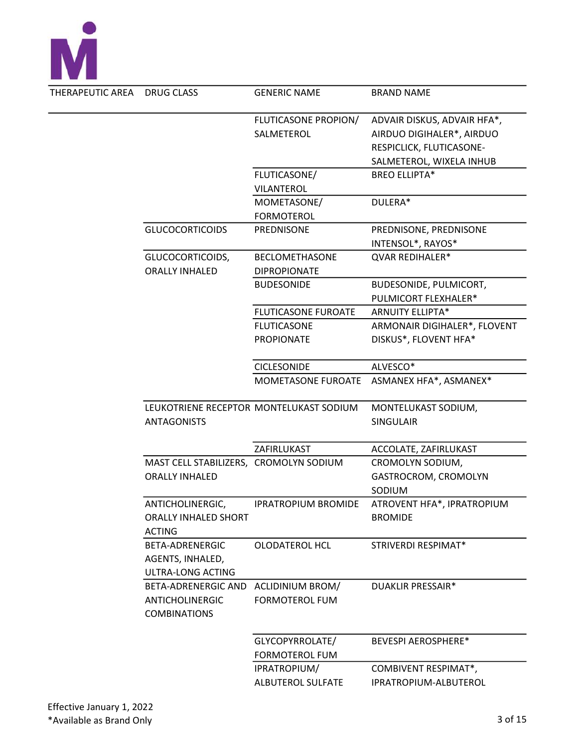| THERAPEUTIC AREA | DRUG CLASS | GENERIC NAME | BRAND NAME |
|---|---|---|---|
| | | FLUTICASONE PROPION/ SALMETEROL | ADVAIR DISKUS, ADVAIR HFA*, AIRDUO DIGIHALER*, AIRDUO RESPICLICK, FLUTICASONE-SALMETEROL, WIXELA INHUB |
| | | FLUTICASONE/ VILANTEROL | BREO ELLIPTA* |
| | | MOMETASONE/ FORMOTEROL | DULERA* |
| | GLUCOCORTICOIDS | PREDNISONE | PREDNISONE, PREDNISONE INTENSOL*, RAYOS* |
| | GLUCOCORTICOIDS, ORALLY INHALED | BECLOMETHASONE DIPROPIONATE | QVAR REDIHALER* |
| | | BUDESONIDE | BUDESONIDE, PULMICORT, PULMICORT FLEXHALER* |
| | | FLUTICASONE FUROATE | ARNUITY ELLIPTA* |
| | | FLUTICASONE PROPIONATE | ARMONAIR DIGIHALER*, FLOVENT DISKUS*, FLOVENT HFA* |
| | | CICLESONIDE | ALVESCO* |
| | | MOMETASONE FUROATE | ASMANEX HFA*, ASMANEX* |
| | LEUKOTRIENE RECEPTOR ANTAGONISTS | MONTELUKAST SODIUM | MONTELUKAST SODIUM, SINGULAIR |
| | | ZAFIRLUKAST | ACCOLATE, ZAFIRLUKAST |
| | MAST CELL STABILIZERS, ORALLY INHALED | CROMOLYN SODIUM | CROMOLYN SODIUM, GASTROCROM, CROMOLYN SODIUM |
| | ANTICHOLINERGIC, ORALLY INHALED SHORT ACTING | IPRATROPIUM BROMIDE | ATROVENT HFA*, IPRATROPIUM BROMIDE |
| | BETA-ADRENERGIC AGENTS, INHALED, ULTRA-LONG ACTING | OLODATEROL HCL | STRIVERDI RESPIMAT* |
| | BETA-ADRENERGIC AND ANTICHOLINERGIC COMBINATIONS | ACLIDINIUM BROM/ FORMOTEROL FUM | DUAKLIR PRESSAIR* |
| | | GLYCOPYRROLATE/ FORMOTEROL FUM | BEVESPI AEROSPHERE* |
| | | IPRATROPIUM/ ALBUTEROL SULFATE | COMBIVENT RESPIMAT*, IPRATROPIUM-ALBUTEROL |

Effective January 1, 2022
*Available as Brand Only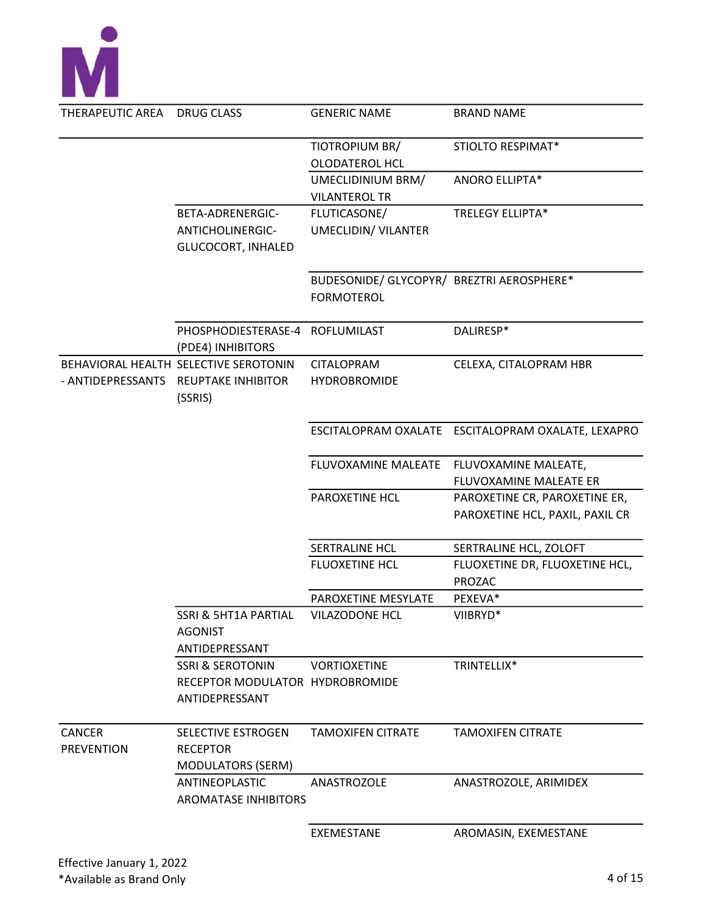| THERAPEUTIC AREA | DRUG CLASS | GENERIC NAME | BRAND NAME |
|---|---|---|---|
| | | TIOTROPIUM BR/ OLODATEROL HCL | STIOLTO RESPIMAT* |
| | | UMECLIDINIUM BRM/ VILANTEROL TR | ANORO ELLIPTA* |
| | BETA-ADRENERGIC-ANTICHOLINERGIC-GLUCOCORT, INHALED | FLUTICASONE/ UMECLIDIN/ VILANTER | TRELEGY ELLIPTA* |
| | | BUDESONIDE/ GLYCOPYR/ FORMOTEROL | BREZTRI AEROSPHERE* |
| | PHOSPHODIESTERASE-4 (PDE4) INHIBITORS | ROFLUMILAST | DALIRESP* |
| BEHAVIORAL HEALTH - ANTIDEPRESSANTS | SELECTIVE SEROTONIN REUPTAKE INHIBITOR (SSRIS) | CITALOPRAM HYDROBROMIDE | CELEXA, CITALOPRAM HBR |
| | | ESCITALOPRAM OXALATE | ESCITALOPRAM OXALATE, LEXAPRO |
| | | FLUVOXAMINE MALEATE | FLUVOXAMINE MALEATE, FLUVOXAMINE MALEATE ER |
| | | PAROXETINE HCL | PAROXETINE CR, PAROXETINE ER, PAROXETINE HCL, PAXIL, PAXIL CR |
| | | SERTRALINE HCL | SERTRALINE HCL, ZOLOFT |
| | | FLUOXETINE HCL | FLUOXETINE DR, FLUOXETINE HCL, PROZAC |
| | | PAROXETINE MESYLATE | PEXEVA* |
| | SSRI & 5HT1A PARTIAL AGONIST ANTIDEPRESSANT | VILAZODONE HCL | VIIBRYD* |
| | SSRI & SEROTONIN RECEPTOR MODULATOR ANTIDEPRESSANT | VORTIOXETINE HYDROBROMIDE | TRINTELLIX* |
| CANCER PREVENTION | SELECTIVE ESTROGEN RECEPTOR MODULATORS (SERM) | TAMOXIFEN CITRATE | TAMOXIFEN CITRATE |
| | ANTINEOPLASTIC AROMATASE INHIBITORS | ANASTROZOLE | ANASTROZOLE, ARIMIDEX |
| | | EXEMESTANE | AROMASIN, EXEMESTANE |

Effective January 1, 2022
*Available as Brand Only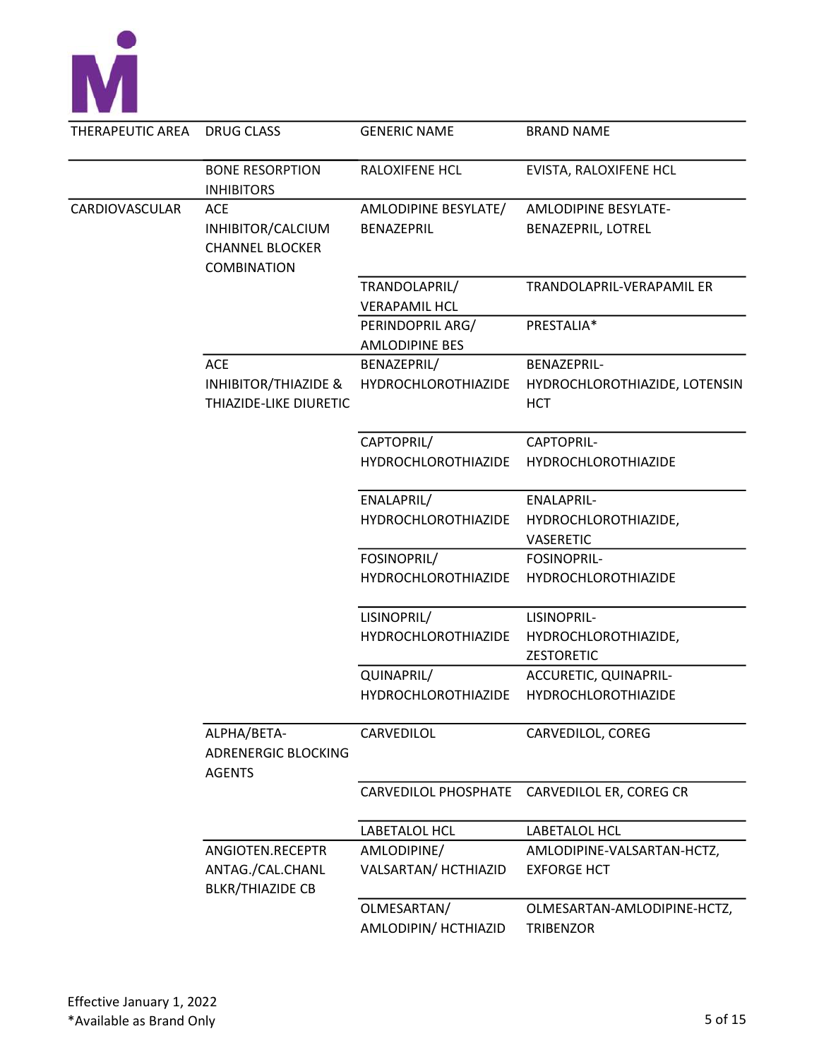| THERAPEUTIC AREA | DRUG CLASS | GENERIC NAME | BRAND NAME |
| --- | --- | --- | --- |
| | BONE RESORPTION INHIBITORS | RALOXIFENE HCL | EVISTA, RALOXIFENE HCL |
| CARDIOVASCULAR | ACE INHIBITOR/CALCIUM CHANNEL BLOCKER COMBINATION | AMLODIPINE BESYLATE/ BENAZEPRIL | AMLODIPINE BESYLATE-BENAZEPRIL, LOTREL |
| | | TRANDOLAPRIL/ VERAPAMIL HCL | TRANDOLAPRIL-VERAPAMIL ER |
| | | PERINDOPRIL ARG/ AMLODIPINE BES | PRESTALIA* |
| | ACE INHIBITOR/THIAZIDE & THIAZIDE-LIKE DIURETIC | BENAZEPRIL/ HYDROCHLOROTHIAZIDE | BENAZEPRIL-HYDROCHLOROTHIAZIDE, LOTENSIN HCT |
| | | CAPTOPRIL/ HYDROCHLOROTHIAZIDE | CAPTOPRIL-HYDROCHLOROTHIAZIDE |
| | | ENALAPRIL/ HYDROCHLOROTHIAZIDE | ENALAPRIL-HYDROCHLOROTHIAZIDE, VASERETIC |
| | | FOSINOPRIL/ HYDROCHLOROTHIAZIDE | FOSINOPRIL-HYDROCHLOROTHIAZIDE |
| | | LISINOPRIL/ HYDROCHLOROTHIAZIDE | LISINOPRIL-HYDROCHLOROTHIAZIDE, ZESTORETIC |
| | | QUINAPRIL/ HYDROCHLOROTHIAZIDE | ACCURETIC, QUINAPRIL-HYDROCHLOROTHIAZIDE |
| | ALPHA/BETA-ADRENERGIC BLOCKING AGENTS | CARVEDILOL | CARVEDILOL, COREG |
| | | CARVEDILOL PHOSPHATE | CARVEDILOL ER, COREG CR |
| | | LABETALOL HCL | LABETALOL HCL |
| | ANGIOTEN.RECEPTR ANTAG./CAL.CHANL BLKR/THIAZIDE CB | AMLODIPINE/ VALSARTAN/ HCTHIAZID | AMLODIPINE-VALSARTAN-HCTZ, EXFORGE HCT |
| | | OLMESARTAN/ AMLODIPIN/ HCTHIAZID | OLMESARTAN-AMLODIPINE-HCTZ, TRIBENZOR |

Effective January 1, 2022
*Available as Brand Only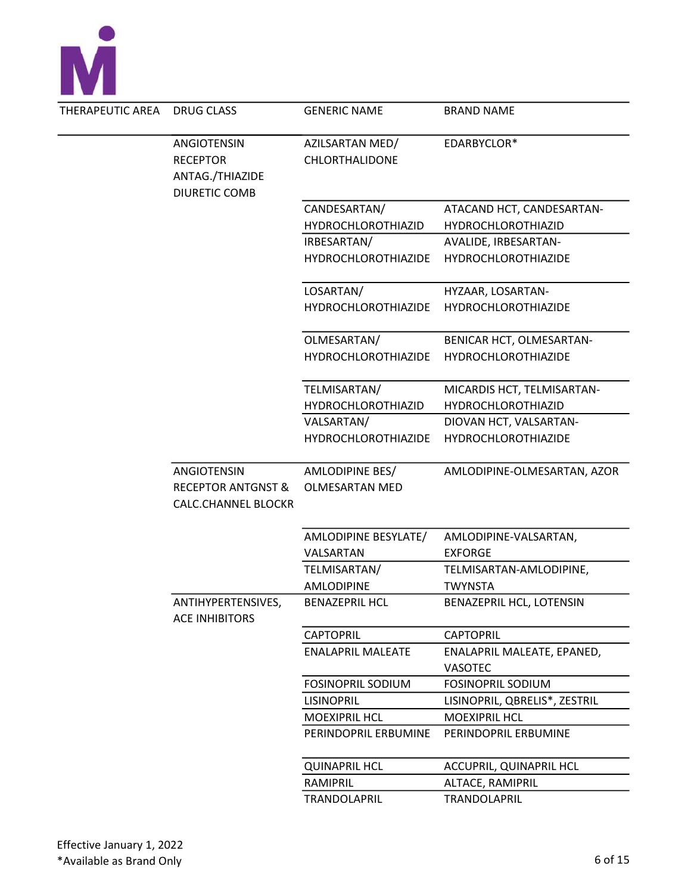| THERAPEUTIC AREA | DRUG CLASS | GENERIC NAME | BRAND NAME |
|---|---|---|---|
| | ANGIOTENSIN RECEPTOR ANTAG./THIAZIDE DIURETIC COMB | AZILSARTAN MED/ CHLORTHALIDONE | EDARBYCLOR* |
| | | CANDESARTAN/ HYDROCHLOROTHIAZID | ATACAND HCT, CANDESARTAN-HYDROCHLOROTHIAZID |
| | | IRBESARTAN/ HYDROCHLOROTHIAZIDE | AVALIDE, IRBESARTAN-HYDROCHLOROTHIAZIDE |
| | | LOSARTAN/ HYDROCHLOROTHIAZIDE | HYZAAR, LOSARTAN-HYDROCHLOROTHIAZIDE |
| | | OLMESARTAN/ HYDROCHLOROTHIAZIDE | BENICAR HCT, OLMESARTAN-HYDROCHLOROTHIAZIDE |
| | | TELMISARTAN/ HYDROCHLOROTHIAZID | MICARDIS HCT, TELMISARTAN-HYDROCHLOROTHIAZID |
| | | VALSARTAN/ HYDROCHLOROTHIAZIDE | DIOVAN HCT, VALSARTAN-HYDROCHLOROTHIAZIDE |
| | ANGIOTENSIN RECEPTOR ANTGNST & CALC.CHANNEL BLOCKR | AMLODIPINE BES/ OLMESARTAN MED | AMLODIPINE-OLMESARTAN, AZOR |
| | | AMLODIPINE BESYLATE/ VALSARTAN | AMLODIPINE-VALSARTAN, EXFORGE |
| | | TELMISARTAN/ AMLODIPINE | TELMISARTAN-AMLODIPINE, TWYNSTA |
| | ANTIHYPERTENSIVES, ACE INHIBITORS | BENAZEPRIL HCL | BENAZEPRIL HCL, LOTENSIN |
| | | CAPTOPRIL | CAPTOPRIL |
| | | ENALAPRIL MALEATE | ENALAPRIL MALEATE, EPANED, VASOTEC |
| | | FOSINOPRIL SODIUM | FOSINOPRIL SODIUM |
| | | LISINOPRIL | LISINOPRIL, QBRELIS*, ZESTRIL |
| | | MOEXIPRIL HCL | MOEXIPRIL HCL |
| | | PERINDOPRIL ERBUMINE | PERINDOPRIL ERBUMINE |
| | | QUINAPRIL HCL | ACCUPRIL, QUINAPRIL HCL |
| | | RAMIPRIL | ALTACE, RAMIPRIL |
| | | TRANDOLAPRIL | TRANDOLAPRIL |

Effective January 1, 2022

*Available as Brand Only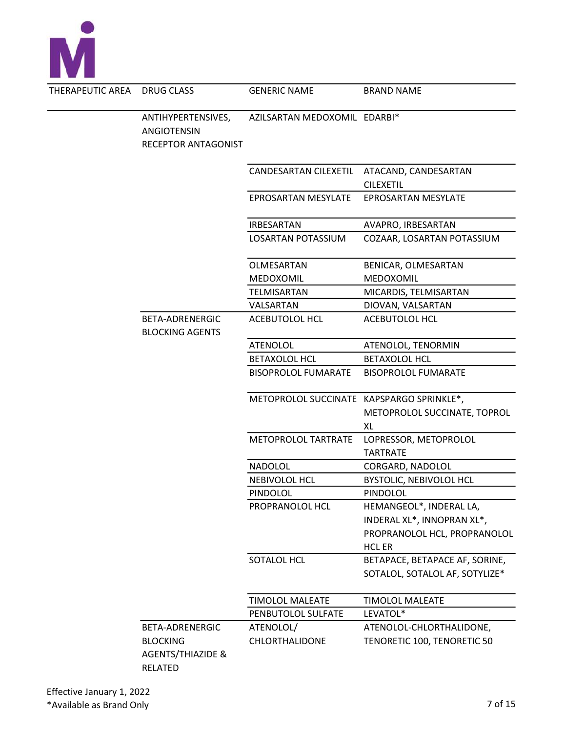| THERAPEUTIC AREA | DRUG CLASS | GENERIC NAME | BRAND NAME |
| --- | --- | --- | --- |
| | ANTIHYPERTENSIVES, ANGIOTENSIN RECEPTOR ANTAGONIST | AZILSARTAN MEDOXOMIL | EDARBI* |
| | | CANDESARTAN CILEXETIL | ATACAND, CANDESARTAN CILEXETIL |
| | | EPROSARTAN MESYLATE | EPROSARTAN MESYLATE |
| | | IRBESARTAN | AVAPRO, IRBESARTAN |
| | | LOSARTAN POTASSIUM | COZAAR, LOSARTAN POTASSIUM |
| | | OLMESARTAN MEDOXOMIL | BENICAR, OLMESARTAN MEDOXOMIL |
| | | TELMISARTAN | MICARDIS, TELMISARTAN |
| | | VALSARTAN | DIOVAN, VALSARTAN |
| | BETA-ADRENERGIC BLOCKING AGENTS | ACEBUTOLOL HCL | ACEBUTOLOL HCL |
| | | ATENOLOL | ATENOLOL, TENORMIN |
| | | BETAXOLOL HCL | BETAXOLOL HCL |
| | | BISOPROLOL FUMARATE | BISOPROLOL FUMARATE |
| | | METOPROLOL SUCCINATE | KAPSPARGO SPRINKLE*, METOPROLOL SUCCINATE, TOPROL XL |
| | | METOPROLOL TARTRATE | LOPRESSOR, METOPROLOL TARTRATE |
| | | NADOLOL | CORGARD, NADOLOL |
| | | NEBIVOLOL HCL | BYSTOLIC, NEBIVOLOL HCL |
| | | PINDOLOL | PINDOLOL |
| | | PROPRANOLOL HCL | HEMANGEOL*, INDERAL LA, INDERAL XL*, INNOPRAN XL*, PROPRANOLOL HCL, PROPRANOLOL HCL ER |
| | | SOTALOL HCL | BETAPACE, BETAPACE AF, SORINE, SOTALOL, SOTALOL AF, SOTYLIZE* |
| | | TIMOLOL MALEATE | TIMOLOL MALEATE |
| | | PENBUTOLOL SULFATE | LEVATOL* |
| | BETA-ADRENERGIC BLOCKING AGENTS/THIAZIDE & RELATED | ATENOLOL/ CHLORTHALIDONE | ATENOLOL-CHLORTHALIDONE, TENORETIC 100, TENORETIC 50 |

Effective January 1, 2022
*Available as Brand Only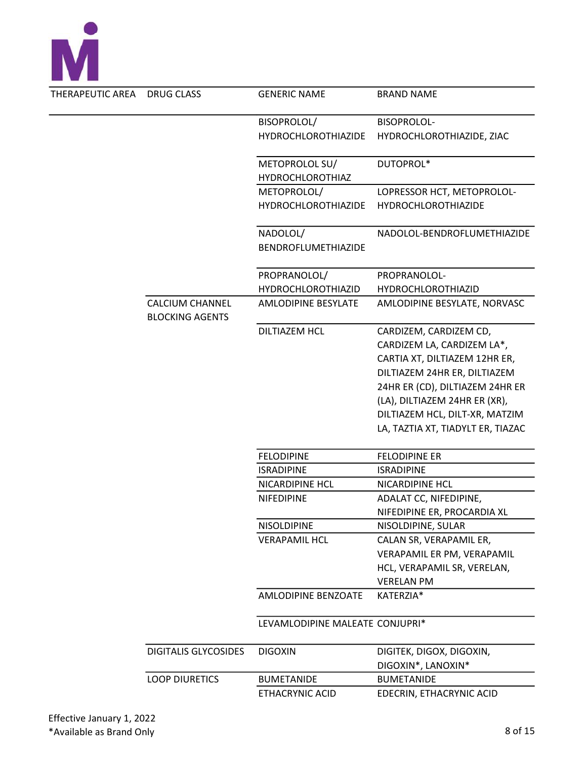| THERAPEUTIC AREA | DRUG CLASS | GENERIC NAME | BRAND NAME |
|---|---|---|---|
| | | BISOPROLOL/ HYDROCHLOROTHIAZIDE | BISOPROLOL-HYDROCHLOROTHIAZIDE, ZIAC |
| | | METOPROLOL SU/ HYDROCHLOROTHIAZ | DUTOPROL* |
| | | METOPROLOL/ HYDROCHLOROTHIAZIDE | LOPRESSOR HCT, METOPROLOL-HYDROCHLOROTHIAZIDE |
| | | NADOLOL/ BENDROFLUMETHIAZIDE | NADOLOL-BENDROFLUMETHIAZIDE |
| | | PROPRANOLOL/ HYDROCHLOROTHIAZID | PROPRANOLOL-HYDROCHLOROTHIAZID |
| | CALCIUM CHANNEL BLOCKING AGENTS | AMLODIPINE BESYLATE | AMLODIPINE BESYLATE, NORVASC |
| | | DILTIAZEM HCL | CARDIZEM, CARDIZEM CD, CARDIZEM LA, CARDIZEM LA*, CARTIA XT, DILTIAZEM 12HR ER, DILTIAZEM 24HR ER, DILTIAZEM 24HR ER (CD), DILTIAZEM 24HR ER (LA), DILTIAZEM 24HR ER (XR), DILTIAZEM HCL, DILT-XR, MATZIM LA, TAZTIA XT, TIADYLT ER, TIAZAC |
| | | FELODIPINE | FELODIPINE ER |
| | | ISRADIPINE | ISRADIPINE |
| | | NICARDIPINE HCL | NICARDIPINE HCL |
| | | NIFEDIPINE | ADALAT CC, NIFEDIPINE, NIFEDIPINE ER, PROCARDIA XL |
| | | NISOLDIPINE | NISOLDIPINE, SULAR |
| | | VERAPAMIL HCL | CALAN SR, VERAPAMIL ER, VERAPAMIL ER PM, VERAPAMIL HCL, VERAPAMIL SR, VERELAN, VERELAN PM |
| | | AMLODIPINE BENZOATE | KATERZIA* |
| | | LEVAMLODIPINE MALEATE | CONJUPRI* |
| | DIGITALIS GLYCOSIDES | DIGOXIN | DIGITEK, DIGOX, DIGOXIN, DIGOXIN*, LANOXIN* |
| | LOOP DIURETICS | BUMETANIDE | BUMETANIDE |
| | | ETHACRYNIC ACID | EDECRIN, ETHACRYNIC ACID |

Effective January 1, 2022

*Available as Brand Only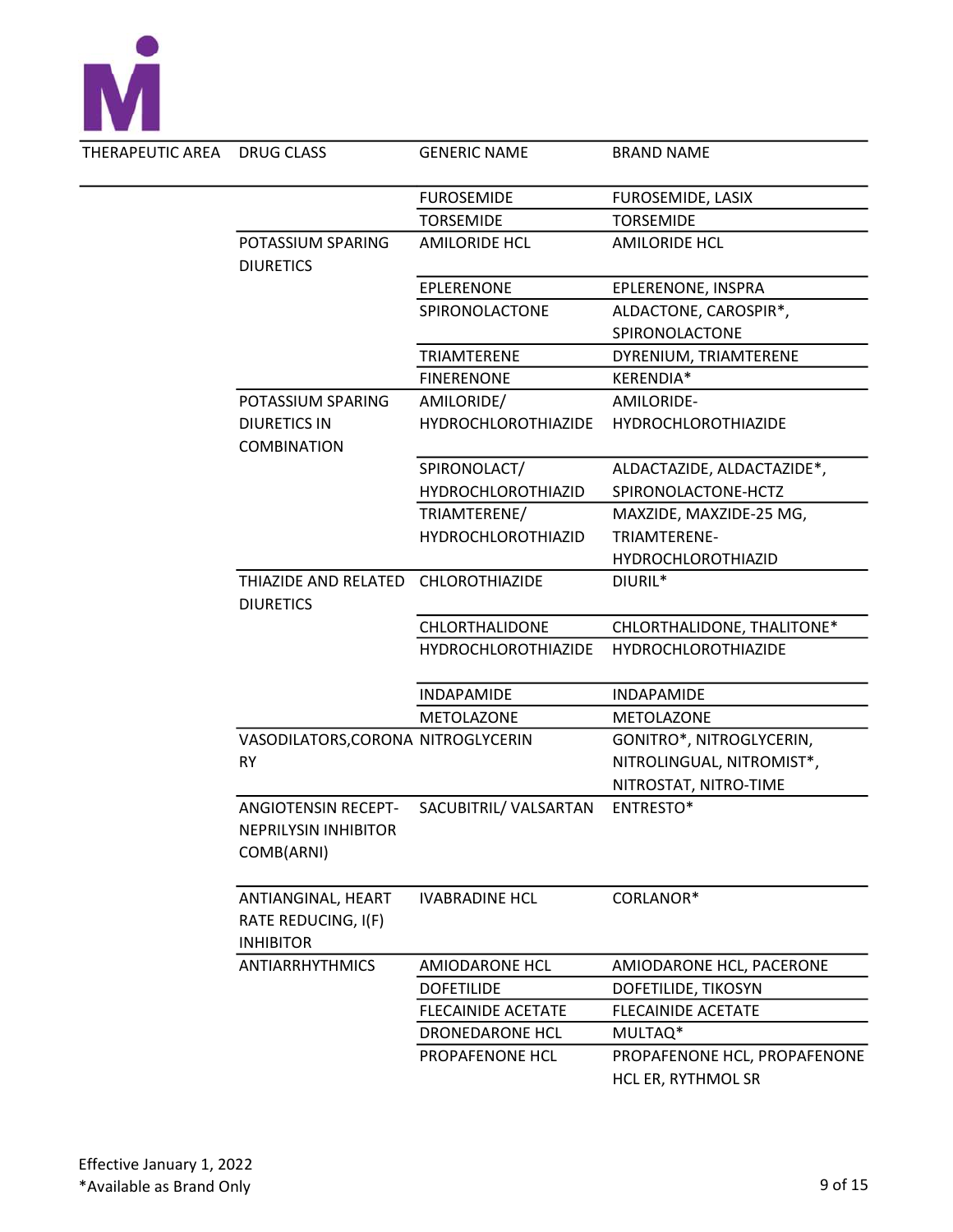| THERAPEUTIC AREA | DRUG CLASS | GENERIC NAME | BRAND NAME |
|---|---|---|---|
| | | FUROSEMIDE | FUROSEMIDE, LASIX |
| | | TORSEMIDE | TORSEMIDE |
| | POTASSIUM SPARING DIURETICS | AMILORIDE HCL | AMILORIDE HCL |
| | | EPLERENONE | EPLERENONE, INSPRA |
| | | SPIRONOLACTONE | ALDACTONE, CAROSPIR*, SPIRONOLACTONE |
| | | TRIAMTERENE | DYRENIUM, TRIAMTERENE |
| | | FINERENONE | KERENDIA* |
| | POTASSIUM SPARING DIURETICS IN COMBINATION | AMILORIDE/ HYDROCHLOROTHIAZIDE | AMILORIDE-HYDROCHLOROTHIAZIDE |
| | | SPIRONOLACT/ HYDROCHLOROTHIAZID | ALDACTAZIDE, ALDACTAZIDE*, SPIRONOLACTONE-HCTZ |
| | | TRIAMTERENE/ HYDROCHLOROTHIAZID | MAXZIDE, MAXZIDE-25 MG, TRIAMTERENE-HYDROCHLOROTHIAZID |
| | THIAZIDE AND RELATED DIURETICS | CHLOROTHIAZIDE | DIURIL* |
| | | CHLORTHALIDONE | CHLORTHALIDONE, THALITONE* |
| | | HYDROCHLOROTHIAZIDE | HYDROCHLOROTHIAZIDE |
| | | INDAPAMIDE | INDAPAMIDE |
| | | METOLAZONE | METOLAZONE |
| | VASODILATORS,CORONARY | NITROGLYCERIN | GONITRO*, NITROGLYCERIN, NITROLINGUAL, NITROMIST*, NITROSTAT, NITRO-TIME |
| | ANGIOTENSIN RECEPT-NEPRILYSIN INHIBITOR COMB(ARNI) | SACUBITRIL/ VALSARTAN | ENTRESTO* |
| | ANTIANGINAL, HEART RATE REDUCING, I(F) INHIBITOR | IVABRADINE HCL | CORLANOR* |
| | ANTIARRHYTHMICS | AMIODARONE HCL | AMIODARONE HCL, PACERONE |
| | | DOFETILIDE | DOFETILIDE, TIKOSYN |
| | | FLECAINIDE ACETATE | FLECAINIDE ACETATE |
| | | DRONEDARONE HCL | MULTAQ* |
| | | PROPAFENONE HCL | PROPAFENONE HCL, PROPAFENONE HCL ER, RYTHMOL SR |

Effective January 1, 2022

*Available as Brand Only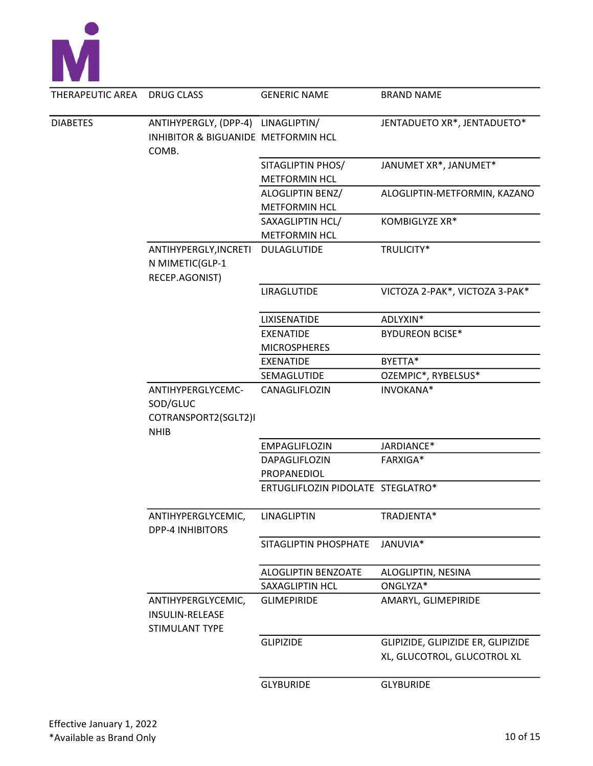| THERAPEUTIC AREA | DRUG CLASS | GENERIC NAME | BRAND NAME |
|---|---|---|---|
| DIABETES | ANTIHYPERGLY, (DPP-4) INHIBITOR & BIGUANIDE COMB. | LINAGLIPTIN/ METFORMIN HCL | JENTADUETO XR*, JENTADUETO* |
| | | SITAGLIPTIN PHOS/ METFORMIN HCL | JANUMET XR*, JANUMET* |
| | | ALOGLIPTIN BENZ/ METFORMIN HCL | ALOGLIPTIN-METFORMIN, KAZANO |
| | | SAXAGLIPTIN HCL/ METFORMIN HCL | KOMBIGLYZE XR* |
| | ANTIHYPERGLY,INCRETIN MIMETIC(GLP-1 RECEP.AGONIST) | DULAGLUTIDE | TRULICITY* |
| | | LIRAGLUTIDE | VICTOZA 2-PAK*, VICTOZA 3-PAK* |
| | | LIXISENATIDE | ADLYXIN* |
| | | EXENATIDE MICROSPHERES | BYDUREON BCISE* |
| | | EXENATIDE | BYETTA* |
| | | SEMAGLUTIDE | OZEMPIC*, RYBELSUS* |
| | ANTIHYPERGLYCEMC-SOD/GLUC COTRANSPORT2(SGLT2)INHIB | CANAGLIFLOZIN | INVOKANA* |
| | | EMPAGLIFLOZIN | JARDIANCE* |
| | | DAPAGLIFLOZIN PROPANEDIOL | FARXIGA* |
| | | ERTUGLIFLOZIN PIDOLATE | STEGLATRO* |
| | ANTIHYPERGLYCEMIC, DPP-4 INHIBITORS | LINAGLIPTIN | TRADJENTA* |
| | | SITAGLIPTIN PHOSPHATE | JANUVIA* |
| | | ALOGLIPTIN BENZOATE | ALOGLIPTIN, NESINA |
| | | SAXAGLIPTIN HCL | ONGLYZA* |
| | ANTIHYPERGLYCEMIC, INSULIN-RELEASE STIMULANT TYPE | GLIMEPIRIDE | AMARYL, GLIMEPIRIDE |
| | | GLIPIZIDE | GLIPIZIDE, GLIPIZIDE ER, GLIPIZIDE XL, GLUCOTROL, GLUCOTROL XL |
| | | GLYBURIDE | GLYBURIDE |

Effective January 1, 2022
*Available as Brand Only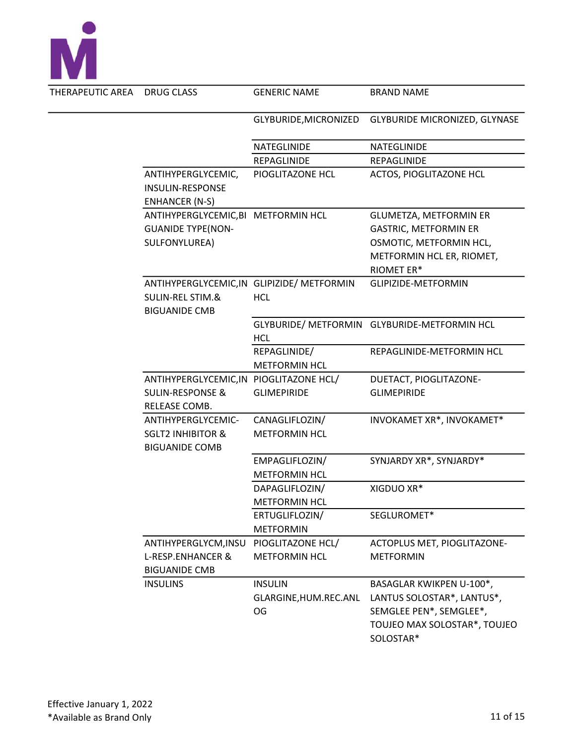| THERAPEUTIC AREA | DRUG CLASS | GENERIC NAME | BRAND NAME |
|---|---|---|---|
| | | GLYBURIDE,MICRONIZED | GLYBURIDE MICRONIZED, GLYNASE |
| | | NATEGLINIDE | NATEGLINIDE |
| | | REPAGLINIDE | REPAGLINIDE |
| | ANTIHYPERGLYCEMIC, INSULIN-RESPONSE ENHANCER (N-S) | PIOGLITAZONE HCL | ACTOS, PIOGLITAZONE HCL |
| | ANTIHYPERGLYCEMIC,BIGUANIDE TYPE(NON-SULFONYLUREA) | METFORMIN HCL | GLUMETZA, METFORMIN ER GASTRIC, METFORMIN ER OSMOTIC, METFORMIN HCL, METFORMIN HCL ER, RIOMET, RIOMET ER* |
| | ANTIHYPERGLYCEMIC,INSULIN-REL STIM.& BIGUANIDE CMB | GLIPIZIDE/ METFORMIN HCL | GLIPIZIDE-METFORMIN |
| | | GLYBURIDE/ METFORMIN HCL | GLYBURIDE-METFORMIN HCL |
| | | REPAGLINIDE/ METFORMIN HCL | REPAGLINIDE-METFORMIN HCL |
| | ANTIHYPERGLYCEMIC,INSULIN-RESPONSE & RELEASE COMB. | PIOGLITAZONE HCL/ GLIMEPIRIDE | DUETACT, PIOGLITAZONE-GLIMEPIRIDE |
| | ANTIHYPERGLYCEMIC-SGLT2 INHIBITOR & BIGUANIDE COMB | CANAGLIFLOZIN/ METFORMIN HCL | INVOKAMET XR*, INVOKAMET* |
| | | EMPAGLIFLOZIN/ METFORMIN HCL | SYNJARDY XR*, SYNJARDY* |
| | | DAPAGLIFLOZIN/ METFORMIN HCL | XIGDUO XR* |
| | | ERTUGLIFLOZIN/ METFORMIN | SEGLUROMET* |
| | ANTIHYPERGLYCM,INSUL-RESP.ENHANCER & BIGUANIDE CMB | PIOGLITAZONE HCL/ METFORMIN HCL | ACTOPLUS MET, PIOGLITAZONE-METFORMIN |
| | INSULINS | INSULIN GLARGINE,HUM.REC.ANLOG | BASAGLAR KWIKPEN U-100*, LANTUS SOLOSTAR*, LANTUS*, SEMGLEE PEN*, SEMGLEE*, TOUJEO MAX SOLOSTAR*, TOUJEO SOLOSTAR* |

Effective January 1, 2022
*Available as Brand Only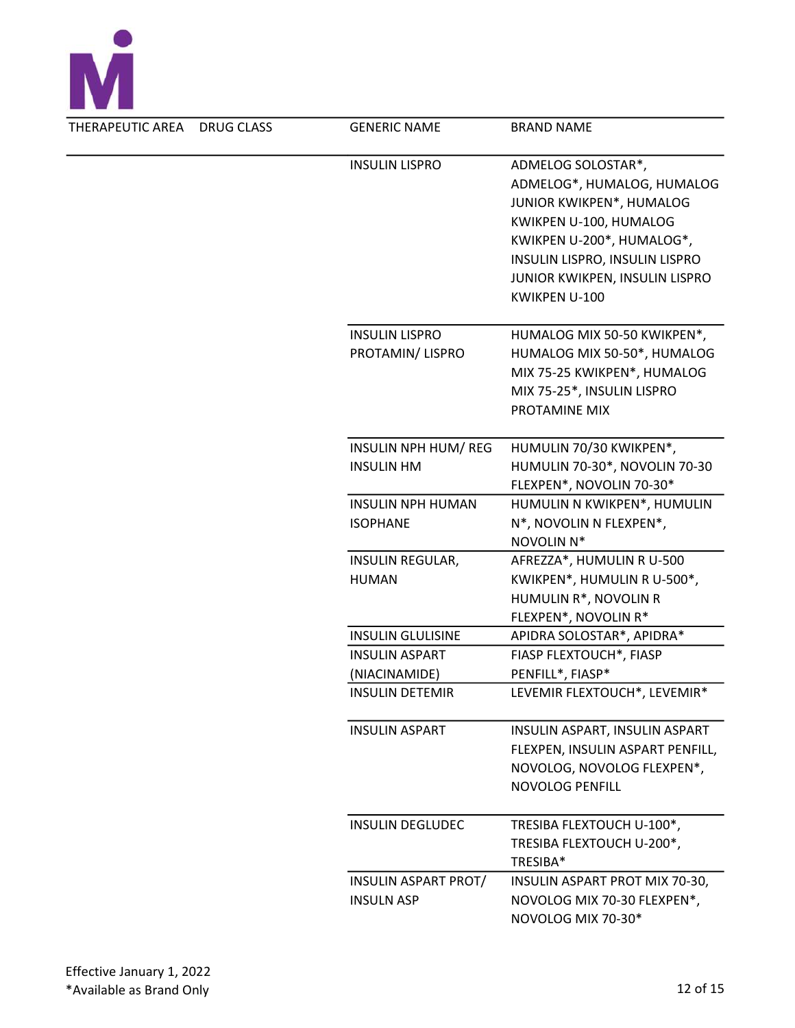| THERAPEUTIC AREA | DRUG CLASS | GENERIC NAME | BRAND NAME |
|---|---|---|---|
| | | INSULIN LISPRO | ADMELOG SOLOSTAR*, ADMELOG*, HUMALOG, HUMALOG JUNIOR KWIKPEN*, HUMALOG KWIKPEN U-100, HUMALOG KWIKPEN U-200*, HUMALOG*, INSULIN LISPRO, INSULIN LISPRO JUNIOR KWIKPEN, INSULIN LISPRO KWIKPEN U-100 |
| | | INSULIN LISPRO PROTAMIN/ LISPRO | HUMALOG MIX 50-50 KWIKPEN*, HUMALOG MIX 50-50*, HUMALOG MIX 75-25 KWIKPEN*, HUMALOG MIX 75-25*, INSULIN LISPRO PROTAMINE MIX |
| | | INSULIN NPH HUM/ REG INSULIN HM | HUMULIN 70/30 KWIKPEN*, HUMULIN 70-30*, NOVOLIN 70-30 FLEXPEN*, NOVOLIN 70-30* |
| | | INSULIN NPH HUMAN ISOPHANE | HUMULIN N KWIKPEN*, HUMULIN N*, NOVOLIN N FLEXPEN*, NOVOLIN N* |
| | | INSULIN REGULAR, HUMAN | AFREZZA*, HUMULIN R U-500 KWIKPEN*, HUMULIN R U-500*, HUMULIN R*, NOVOLIN R FLEXPEN*, NOVOLIN R* |
| | | INSULIN GLULISINE | APIDRA SOLOSTAR*, APIDRA* |
| | | INSULIN ASPART (NIACINAMIDE) | FIASP FLEXTOUCH*, FIASP PENFILL*, FIASP* |
| | | INSULIN DETEMIR | LEVEMIR FLEXTOUCH*, LEVEMIR* |
| | | INSULIN ASPART | INSULIN ASPART, INSULIN ASPART FLEXPEN, INSULIN ASPART PENFILL, NOVOLOG, NOVOLOG FLEXPEN*, NOVOLOG PENFILL |
| | | INSULIN DEGLUDEC | TRESIBA FLEXTOUCH U-100*, TRESIBA FLEXTOUCH U-200*, TRESIBA* |
| | | INSULIN ASPART PROT/ INSULN ASP | INSULIN ASPART PROT MIX 70-30, NOVOLOG MIX 70-30 FLEXPEN*, NOVOLOG MIX 70-30* |

Effective January 1, 2022

*Available as Brand Only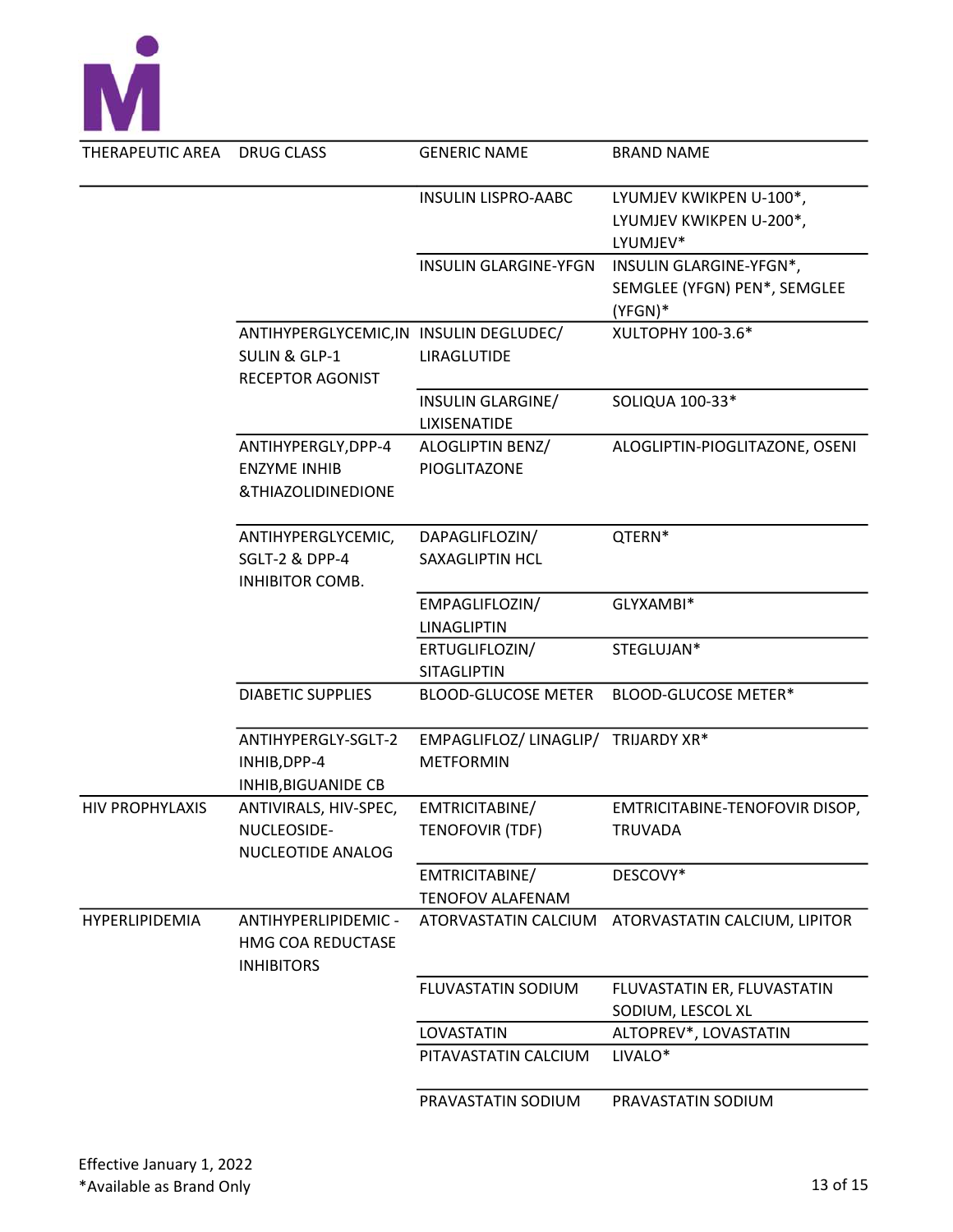| THERAPEUTIC AREA | DRUG CLASS | GENERIC NAME | BRAND NAME |
|---|---|---|---|
| | | INSULIN LISPRO-AABC | LYUMJEV KWIKPEN U-100*, LYUMJEV KWIKPEN U-200*, LYUMJEV* |
| | | INSULIN GLARGINE-YFGN | INSULIN GLARGINE-YFGN*, SEMGLEE (YFGN) PEN*, SEMGLEE (YFGN)* |
| | ANTIHYPERGLYCEMIC,INSULIN & GLP-1 RECEPTOR AGONIST | INSULIN DEGLUDEC/ LIRAGLUTIDE | XULTOPHY 100-3.6* |
| | | INSULIN GLARGINE/ LIXISENATIDE | SOLIQUA 100-33* |
| | ANTIHYPERGLY,DPP-4 ENZYME INHIB &THIAZOLIDINEDIONE | ALOGLIPTIN BENZ/ PIOGLITAZONE | ALOGLIPTIN-PIOGLITAZONE, OSENI |
| | ANTIHYPERGLYCEMIC, SGLT-2 & DPP-4 INHIBITOR COMB. | DAPAGLIFLOZIN/ SAXAGLIPTIN HCL | QTERN* |
| | | EMPAGLIFLOZIN/ LINAGLIPTIN | GLYXAMBI* |
| | | ERTUGLIFLOZIN/ SITAGLIPTIN | STEGLUJAN* |
| | DIABETIC SUPPLIES | BLOOD-GLUCOSE METER | BLOOD-GLUCOSE METER* |
| | ANTIHYPERGLY-SGLT-2 INHIB,DPP-4 INHIB,BIGUANIDE CB | EMPAGLIFLOZ/ LINAGLIP/ METFORMIN | TRIJARDY XR* |
| HIV PROPHYLAXIS | ANTIVIRALS, HIV-SPEC, NUCLEOSIDE-NUCLEOTIDE ANALOG | EMTRICITABINE/ TENOFOVIR (TDF) | EMTRICITABINE-TENOFOVIR DISOP, TRUVADA |
| | | EMTRICITABINE/ TENOFOV ALAFENAM | DESCOVY* |
| HYPERLIPIDEMIA | ANTIHYPERLIPIDEMIC - HMG COA REDUCTASE INHIBITORS | ATORVASTATIN CALCIUM | ATORVASTATIN CALCIUM, LIPITOR |
| | | FLUVASTATIN SODIUM | FLUVASTATIN ER, FLUVASTATIN SODIUM, LESCOL XL |
| | | LOVASTATIN | ALTOPREV*, LOVASTATIN |
| | | PITAVASTATIN CALCIUM | LIVALO* |
| | | PRAVASTATIN SODIUM | PRAVASTATIN SODIUM |

Effective January 1, 2022
*Available as Brand Only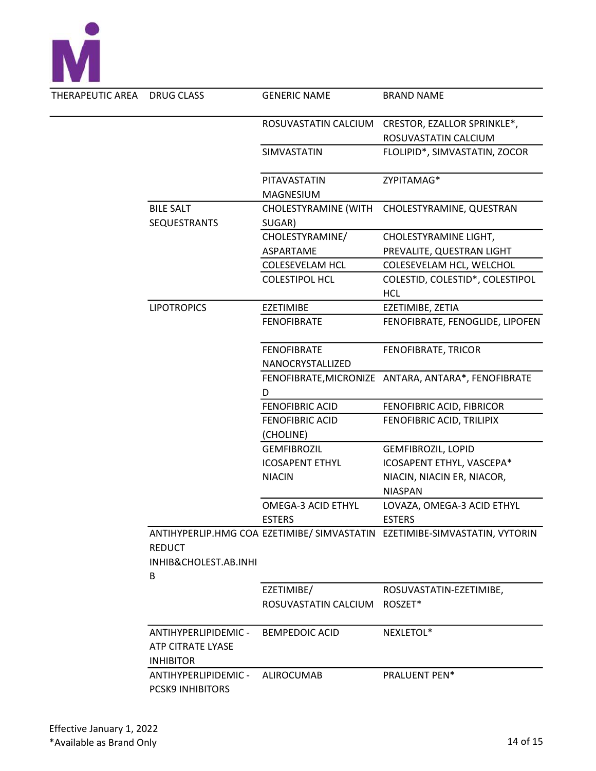| THERAPEUTIC AREA | DRUG CLASS | GENERIC NAME | BRAND NAME |
|---|---|---|---|
| | | ROSUVASTATIN CALCIUM | CRESTOR, EZALLOR SPRINKLE*, ROSUVASTATIN CALCIUM |
| | | SIMVASTATIN | FLOLIPID*, SIMVASTATIN, ZOCOR |
| | | PITAVASTATIN MAGNESIUM | ZYPITAMAG* |
| | BILE SALT SEQUESTRANTS | CHOLESTYRAMINE (WITH SUGAR) | CHOLESTYRAMINE, QUESTRAN |
| | | CHOLESTYRAMINE/ ASPARTAME | CHOLESTYRAMINE LIGHT, PREVALITE, QUESTRAN LIGHT |
| | | COLESEVELAM HCL | COLESEVELAM HCL, WELCHOL |
| | | COLESTIPOL HCL | COLESTID, COLESTID*, COLESTIPOL HCL |
| | LIPOTROPICS | EZETIMIBE | EZETIMIBE, ZETIA |
| | | FENOFIBRATE | FENOFIBRATE, FENOGLIDE, LIPOFEN |
| | | FENOFIBRATE NANOCRYSTALLIZED | FENOFIBRATE, TRICOR |
| | | FENOFIBRATE,MICRONIZED | ANTARA, ANTARA*, FENOFIBRATE |
| | | FENOFIBRIC ACID | FENOFIBRIC ACID, FIBRICOR |
| | | FENOFIBRIC ACID (CHOLINE) | FENOFIBRIC ACID, TRILIPIX |
| | | GEMFIBROZIL | GEMFIBROZIL, LOPID |
| | | ICOSAPENT ETHYL | ICOSAPENT ETHYL, VASCEPA* |
| | | NIACIN | NIACIN, NIACIN ER, NIACOR, NIASPAN |
| | | OMEGA-3 ACID ETHYL ESTERS | LOVAZA, OMEGA-3 ACID ETHYL ESTERS |
| | ANTIHYPERLIP.HMG COA REDUCT INHIB&CHOLEST.AB.INHIB | EZETIMIBE/ SIMVASTATIN | EZETIMIBE-SIMVASTATIN, VYTORIN |
| | | EZETIMIBE/ ROSUVASTATIN CALCIUM | ROSUVASTATIN-EZETIMIBE, ROSZET* |
| | ANTIHYPERLIPIDEMIC - ATP CITRATE LYASE INHIBITOR | BEMPEDOIC ACID | NEXLETOL* |
| | ANTIHYPERLIPIDEMIC - PCSK9 INHIBITORS | ALIROCUMAB | PRALUENT PEN* |

Effective January 1, 2022
*Available as Brand Only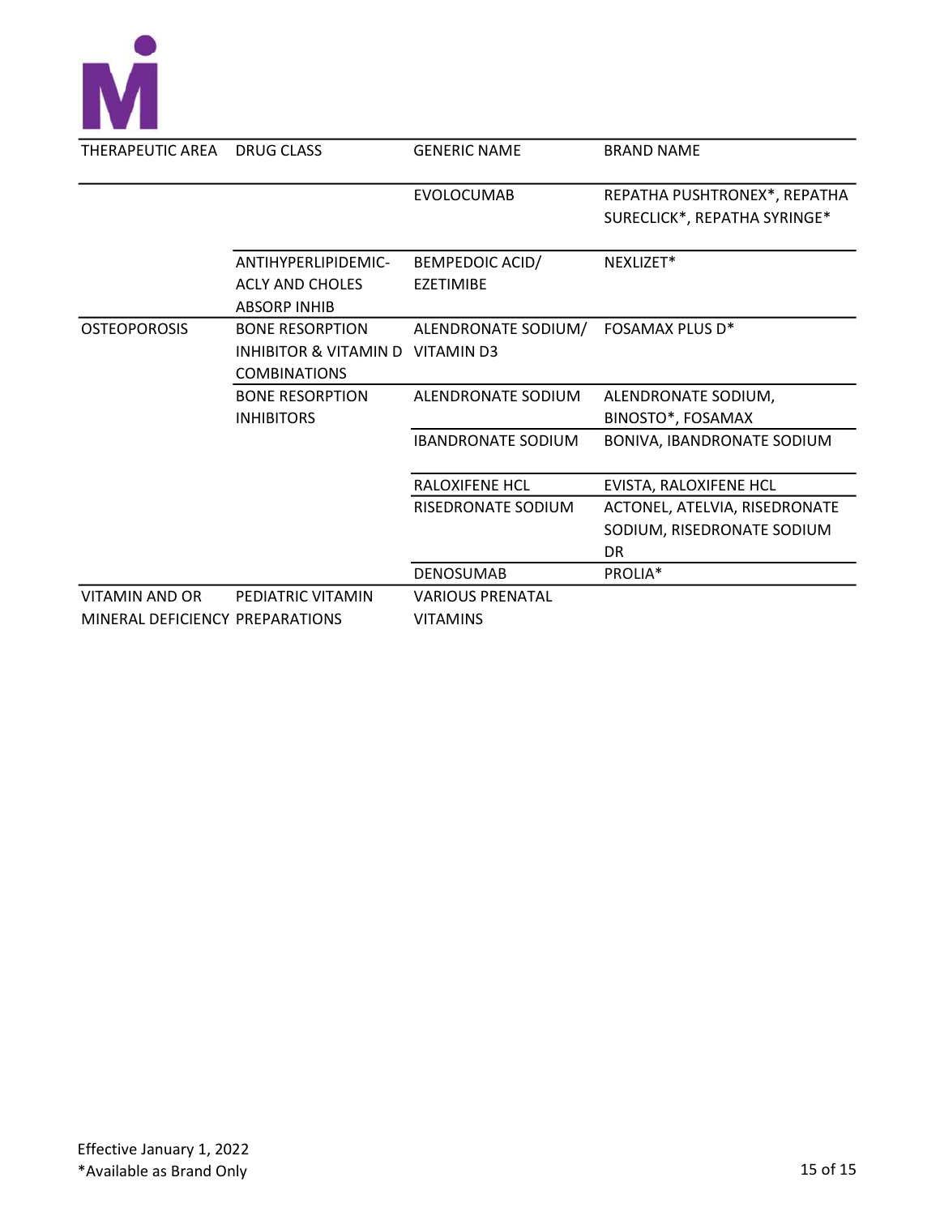| THERAPEUTIC AREA | DRUG CLASS | GENERIC NAME | BRAND NAME |
|---|---|---|---|
| | | EVOLOCUMAB | REPATHA PUSHTRONEX*, REPATHA SURECLICK*, REPATHA SYRINGE* |
| | ANTIHYPERLIPIDEMIC-ACLY AND CHOLES ABSORP INHIB | BEMPEDOIC ACID/ EZETIMIBE | NEXLIZET* |
| OSTEOPOROSIS | BONE RESORPTION INHIBITOR & VITAMIN D COMBINATIONS | ALENDRONATE SODIUM/ VITAMIN D3 | FOSAMAX PLUS D* |
| | BONE RESORPTION INHIBITORS | ALENDRONATE SODIUM | ALENDRONATE SODIUM, BINOSTO*, FOSAMAX |
| | | IBANDRONATE SODIUM | BONIVA, IBANDRONATE SODIUM |
| | | RALOXIFENE HCL | EVISTA, RALOXIFENE HCL |
| | | RISEDRONATE SODIUM | ACTONEL, ATELVIA, RISEDRONATE SODIUM, RISEDRONATE SODIUM DR |
| | | DENOSUMAB | PROLIA* |
| VITAMIN AND OR MINERAL DEFICIENCY | PEDIATRIC VITAMIN PREPARATIONS | VARIOUS PRENATAL VITAMINS | |

Effective January 1, 2022
*Available as Brand Only